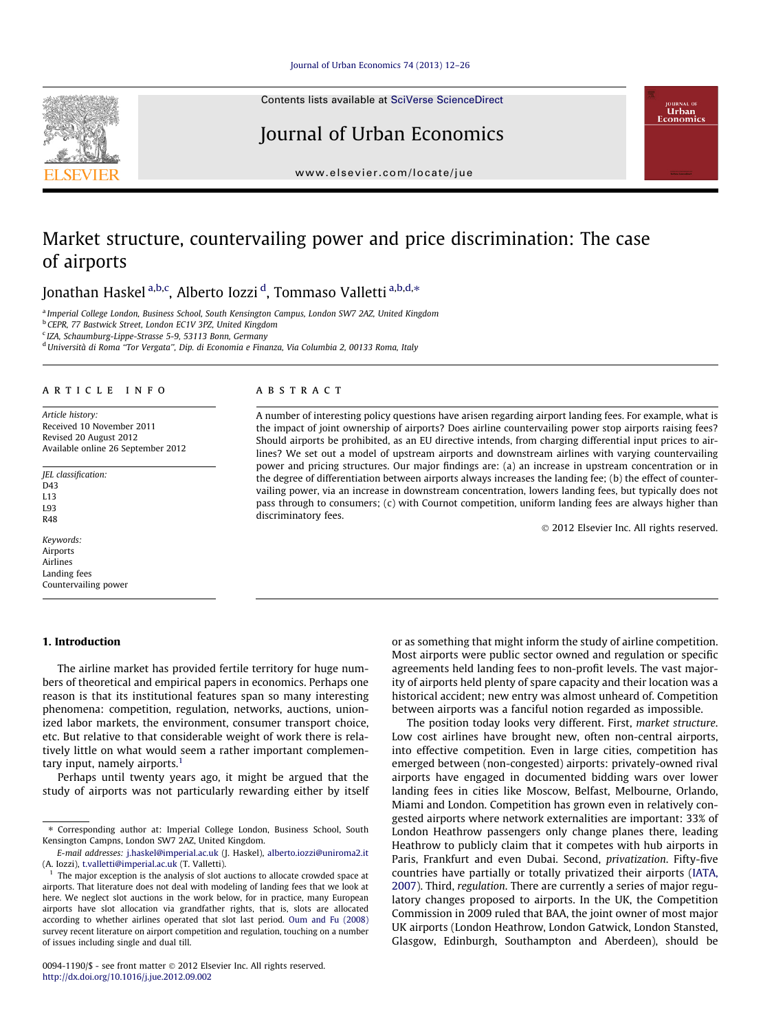# Market structure, countervailing power and price discrimination: The case of airports

Jonathan Haskel [a,b,c], Alberto Iozzi [d], Tommaso Valletti [a,b,d,*]

[a] Imperial College London, Business School, South Kensington Campus, London SW7 2AZ, United Kingdom
[b] CEPR, 77 Bastwick Street, London EC1V 3PZ, United Kingdom
[c] IZA, Schaumburg-Lippe-Strasse 5-9, 53113 Bonn, Germany
[d] Università di Roma "Tor Vergata", Dip. di Economia e Finanza, Via Columbia 2, 00133 Roma, Italy

## ARTICLE INFO

*Article history:*
Received 10 November 2011
Revised 20 August 2012
Available online 26 September 2012

*JEL classification:*
D43
L13
L93
R48

*Keywords:*
Airports
Airlines
Landing fees
Countervailing power

## ABSTRACT

A number of interesting policy questions have arisen regarding airport landing fees. For example, what is the impact of joint ownership of airports? Does airline countervailing power stop airports raising fees? Should airports be prohibited, as an EU directive intends, from charging differential input prices to airlines? We set out a model of upstream airports and downstream airlines with varying countervailing power and pricing structures. Our major findings are: (a) an increase in upstream concentration or in the degree of differentiation between airports always increases the landing fee; (b) the effect of countervailing power, via an increase in downstream concentration, lowers landing fees, but typically does not pass through to consumers; (c) with Cournot competition, uniform landing fees are always higher than discriminatory fees.

© 2012 Elsevier Inc. All rights reserved.

## 1. Introduction

The airline market has provided fertile territory for huge numbers of theoretical and empirical papers in economics. Perhaps one reason is that its institutional features span so many interesting phenomena: competition, regulation, networks, auctions, unionized labor markets, the environment, consumer transport choice, etc. But relative to that considerable weight of work there is relatively little on what would seem a rather important complementary input, namely airports.[1]

Perhaps until twenty years ago, it might be argued that the study of airports was not particularly rewarding either by itself or as something that might inform the study of airline competition. Most airports were public sector owned and regulation or specific agreements held landing fees to non-profit levels. The vast majority of airports held plenty of spare capacity and their location was a historical accident; new entry was almost unheard of. Competition between airports was a fanciful notion regarded as impossible.

The position today looks very different. First, *market structure*. Low cost airlines have brought new, often non-central airports, into effective competition. Even in large cities, competition has emerged between (non-congested) airports: privately-owned rival airports have engaged in documented bidding wars over lower landing fees in cities like Moscow, Belfast, Melbourne, Orlando, Miami and London. Competition has grown even in relatively congested airports where network externalities are important: 33% of London Heathrow passengers only change planes there, leading Heathrow to publicly claim that it competes with hub airports in Paris, Frankfurt and even Dubai. Second, *privatization*. Fifty-five countries have partially or totally privatized their airports (IATA, 2007). Third, *regulation*. There are currently a series of major regulatory changes proposed to airports. In the UK, the Competition Commission in 2009 ruled that BAA, the joint owner of most major UK airports (London Heathrow, London Gatwick, London Stansted, Glasgow, Edinburgh, Southampton and Aberdeen), should be

---

* Corresponding author at: Imperial College London, Business School, South Kensington Campns, London SW7 2AZ, United Kingdom.

*E-mail addresses:* j.haskel@imperial.ac.uk (J. Haskel), alberto.iozzi@uniroma2.it (A. Iozzi), t.valletti@imperial.ac.uk (T. Valletti).

[1] The major exception is the analysis of slot auctions to allocate crowded space at airports. That literature does not deal with modeling of landing fees that we look at here. We neglect slot auctions in the work below, for in practice, many European airports have slot allocation via grandfather rights, that is, slots are allocated according to whether airlines operated that slot last period. Oum and Fu (2008) survey recent literature on airport competition and regulation, touching on a number of issues including single and dual till.

0094-1190/$ - see front matter © 2012 Elsevier Inc. All rights reserved.
http://dx.doi.org/10.1016/j.jue.2012.09.002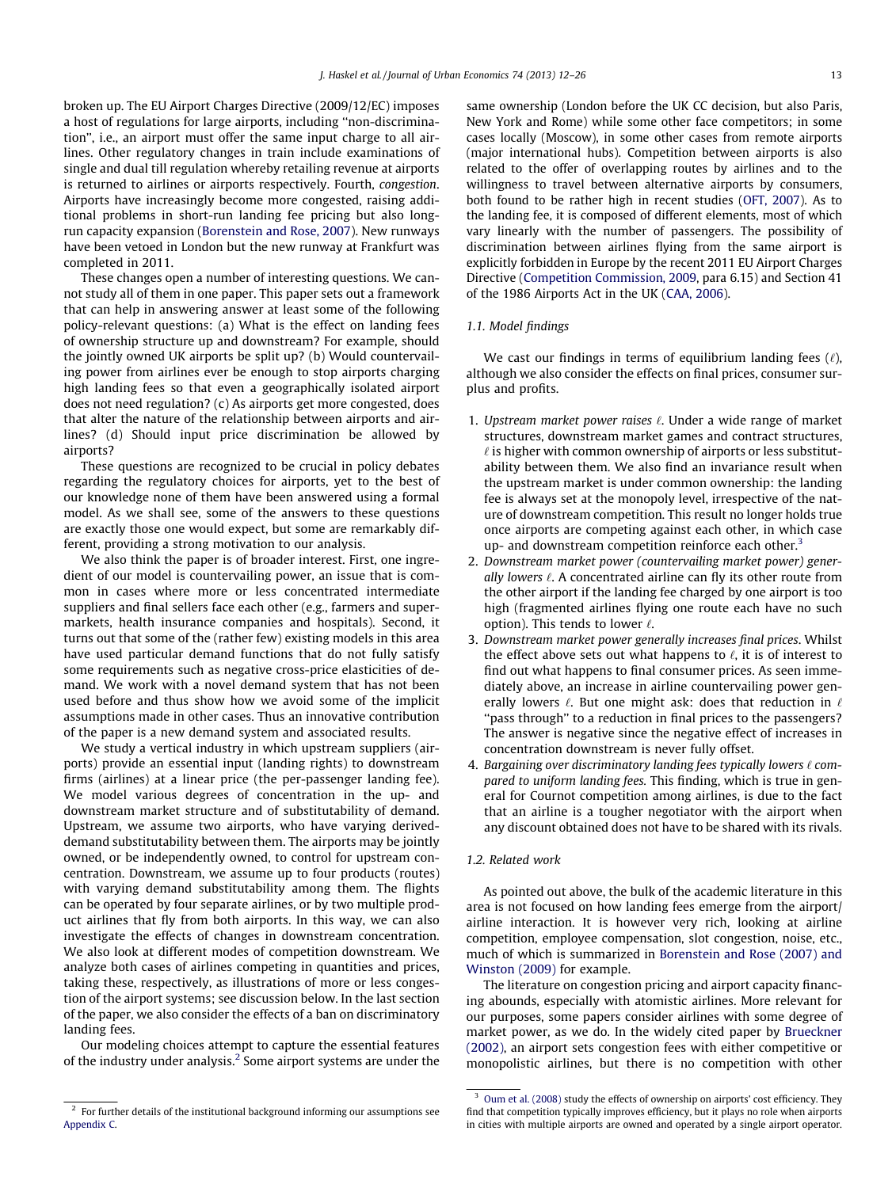broken up. The EU Airport Charges Directive (2009/12/EC) imposes a host of regulations for large airports, including "non-discrimination", i.e., an airport must offer the same input charge to all airlines. Other regulatory changes in train include examinations of single and dual till regulation whereby retailing revenue at airports is returned to airlines or airports respectively. Fourth, *congestion*. Airports have increasingly become more congested, raising additional problems in short-run landing fee pricing but also long-run capacity expansion (Borenstein and Rose, 2007). New runways have been vetoed in London but the new runway at Frankfurt was completed in 2011.

These changes open a number of interesting questions. We cannot study all of them in one paper. This paper sets out a framework that can help in answering answer at least some of the following policy-relevant questions: (a) What is the effect on landing fees of ownership structure up and downstream? For example, should the jointly owned UK airports be split up? (b) Would countervailing power from airlines ever be enough to stop airports charging high landing fees so that even a geographically isolated airport does not need regulation? (c) As airports get more congested, does that alter the nature of the relationship between airports and airlines? (d) Should input price discrimination be allowed by airports?

These questions are recognized to be crucial in policy debates regarding the regulatory choices for airports, yet to the best of our knowledge none of them have been answered using a formal model. As we shall see, some of the answers to these questions are exactly those one would expect, but some are remarkably different, providing a strong motivation to our analysis.

We also think the paper is of broader interest. First, one ingredient of our model is countervailing power, an issue that is common in cases where more or less concentrated intermediate suppliers and final sellers face each other (e.g., farmers and supermarkets, health insurance companies and hospitals). Second, it turns out that some of the (rather few) existing models in this area have used particular demand functions that do not fully satisfy some requirements such as negative cross-price elasticities of demand. We work with a novel demand system that has not been used before and thus show how we avoid some of the implicit assumptions made in other cases. Thus an innovative contribution of the paper is a new demand system and associated results.

We study a vertical industry in which upstream suppliers (airports) provide an essential input (landing rights) to downstream firms (airlines) at a linear price (the per-passenger landing fee). We model various degrees of concentration in the up- and downstream market structure and of substitutability of demand. Upstream, we assume two airports, who have varying derived-demand substitutability between them. The airports may be jointly owned, or be independently owned, to control for upstream concentration. Downstream, we assume up to four products (routes) with varying demand substitutability among them. The flights can be operated by four separate airlines, or by two multiple product airlines that fly from both airports. In this way, we can also investigate the effects of changes in downstream concentration. We also look at different modes of competition downstream. We analyze both cases of airlines competing in quantities and prices, taking these, respectively, as illustrations of more or less congestion of the airport systems; see discussion below. In the last section of the paper, we also consider the effects of a ban on discriminatory landing fees.

Our modeling choices attempt to capture the essential features of the industry under analysis.[2] Some airport systems are under the same ownership (London before the UK CC decision, but also Paris, New York and Rome) while some other face competitors; in some cases locally (Moscow), in some other cases from remote airports (major international hubs). Competition between airports is also related to the offer of overlapping routes by airlines and to the willingness to travel between alternative airports by consumers, both found to be rather high in recent studies (OFT, 2007). As to the landing fee, it is composed of different elements, most of which vary linearly with the number of passengers. The possibility of discrimination between airlines flying from the same airport is explicitly forbidden in Europe by the recent 2011 EU Airport Charges Directive (Competition Commission, 2009, para 6.15) and Section 41 of the 1986 Airports Act in the UK (CAA, 2006).

### 1.1. Model findings

We cast our findings in terms of equilibrium landing fees ($\ell$), although we also consider the effects on final prices, consumer surplus and profits.

1. *Upstream market power raises* $\ell$. Under a wide range of market structures, downstream market games and contract structures, $\ell$ is higher with common ownership of airports or less substitutability between them. We also find an invariance result when the upstream market is under common ownership: the landing fee is always set at the monopoly level, irrespective of the nature of downstream competition. This result no longer holds true once airports are competing against each other, in which case up- and downstream competition reinforce each other.[3]
2. *Downstream market power (countervailing market power) generally lowers* $\ell$. A concentrated airline can fly its other route from the other airport if the landing fee charged by one airport is too high (fragmented airlines flying one route each have no such option). This tends to lower $\ell$.
3. *Downstream market power generally increases final prices*. Whilst the effect above sets out what happens to $\ell$, it is of interest to find out what happens to final consumer prices. As seen immediately above, an increase in airline countervailing power generally lowers $\ell$. But one might ask: does that reduction in $\ell$ "pass through" to a reduction in final prices to the passengers? The answer is negative since the negative effect of increases in concentration downstream is never fully offset.
4. *Bargaining over discriminatory landing fees typically lowers* $\ell$ *compared to uniform landing fees.* This finding, which is true in general for Cournot competition among airlines, is due to the fact that an airline is a tougher negotiator with the airport when any discount obtained does not have to be shared with its rivals.

### 1.2. Related work

As pointed out above, the bulk of the academic literature in this area is not focused on how landing fees emerge from the airport/airline interaction. It is however very rich, looking at airline competition, employee compensation, slot congestion, noise, etc., much of which is summarized in Borenstein and Rose (2007) and Winston (2009) for example.

The literature on congestion pricing and airport capacity financing abounds, especially with atomistic airlines. More relevant for our purposes, some papers consider airlines with some degree of market power, as we do. In the widely cited paper by Brueckner (2002), an airport sets congestion fees with either competitive or monopolistic airlines, but there is no competition with other

[2] For further details of the institutional background informing our assumptions see Appendix C.

[3] Oum et al. (2008) study the effects of ownership on airports' cost efficiency. They find that competition typically improves efficiency, but it plays no role when airports in cities with multiple airports are owned and operated by a single airport operator.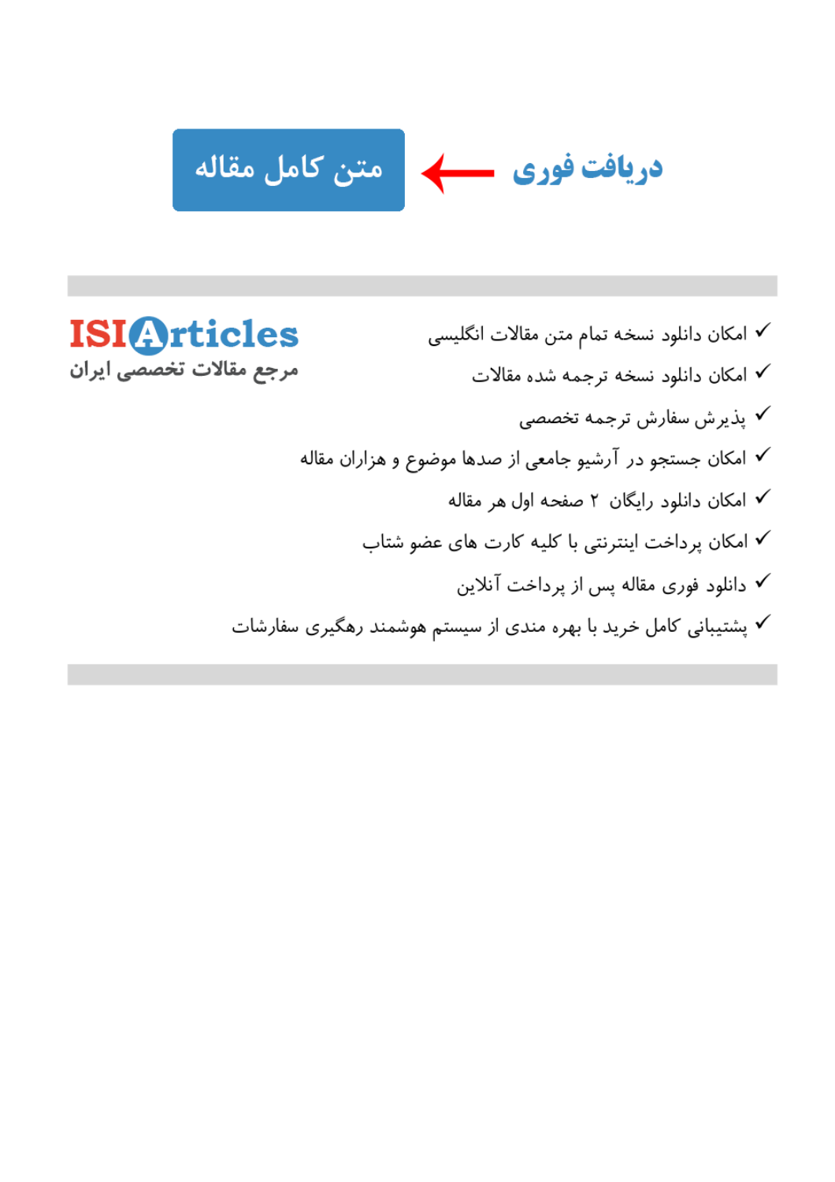دریافت فوری ← **متن کامل مقاله**

**ISIArticles**
مرجع مقالات تخصصی ایران

- ✓ امکان دانلود نسخه تمام متن مقالات انگلیسی
- ✓ امکان دانلود نسخه ترجمه شده مقالات
- ✓ پذیرش سفارش ترجمه تخصصی
- ✓ امکان جستجو در آرشیو جامعی از صدها موضوع و هزاران مقاله
- ✓ امکان دانلود رایگان ۲ صفحه اول هر مقاله
- ✓ امکان پرداخت اینترنتی با کلیه کارت های عضو شتاب
- ✓ دانلود فوری مقاله پس از پرداخت آنلاین
- ✓ پشتیبانی کامل خرید با بهره مندی از سیستم هوشمند رهگیری سفارشات